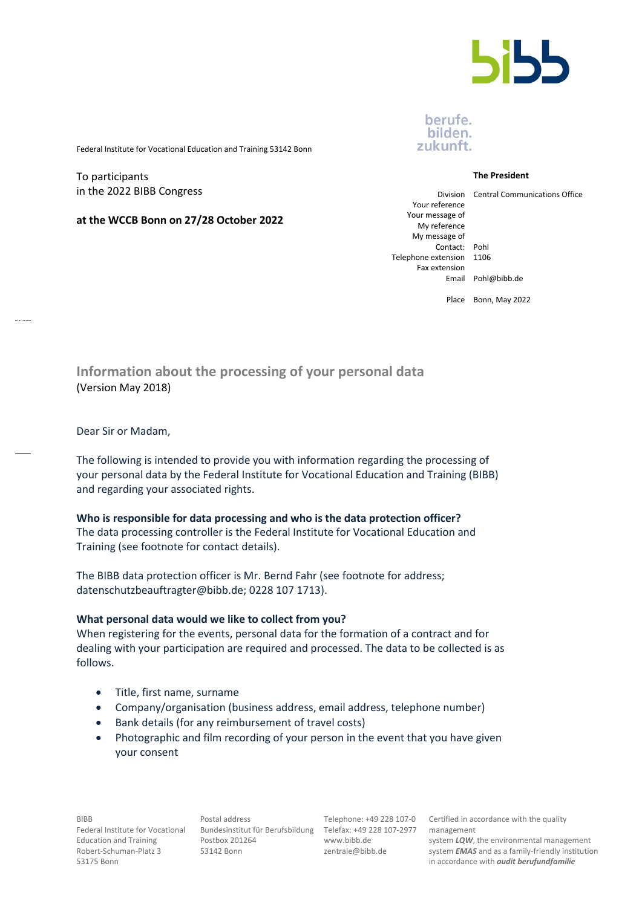berufe.
bilden.
zukunft.

Federal Institute for Vocational Education and Training 53142 Bonn

To participants
in the 2022 BIBB Congress

**at the WCCB Bonn on 27/28 October 2022**

**The President**

| | |
|---|---|
| Division | Central Communications Office |
| Your reference | |
| Your message of | |
| My reference | |
| My message of | |
| Contact: | Pohl |
| Telephone extension | 1106 |
| Fax extension | |
| Email | Pohl@bibb.de |
| Place | Bonn, May 2022 |

## Information about the processing of your personal data

(Version May 2018)

Dear Sir or Madam,

The following is intended to provide you with information regarding the processing of your personal data by the Federal Institute for Vocational Education and Training (BIBB) and regarding your associated rights.

**Who is responsible for data processing and who is the data protection officer?**

The data processing controller is the Federal Institute for Vocational Education and Training (see footnote for contact details).

The BIBB data protection officer is Mr. Bernd Fahr (see footnote for address; datenschutzbeauftragter@bibb.de; 0228 107 1713).

**What personal data would we like to collect from you?**

When registering for the events, personal data for the formation of a contract and for dealing with your participation are required and processed. The data to be collected is as follows.

- Title, first name, surname
- Company/organisation (business address, email address, telephone number)
- Bank details (for any reimbursement of travel costs)
- Photographic and film recording of your person in the event that you have given your consent

BIBB
Federal Institute for Vocational Education and Training
Robert-Schuman-Platz 3
53175 Bonn

Postal address
Bundesinstitut für Berufsbildung
Postbox 201264
53142 Bonn

Telephone: +49 228 107-0
Telefax: +49 228 107-2977
www.bibb.de
zentrale@bibb.de

Certified in accordance with the quality management system ***LQW***, the environmental management system ***EMAS*** and as a family-friendly institution in accordance with ***audit berufundfamilie***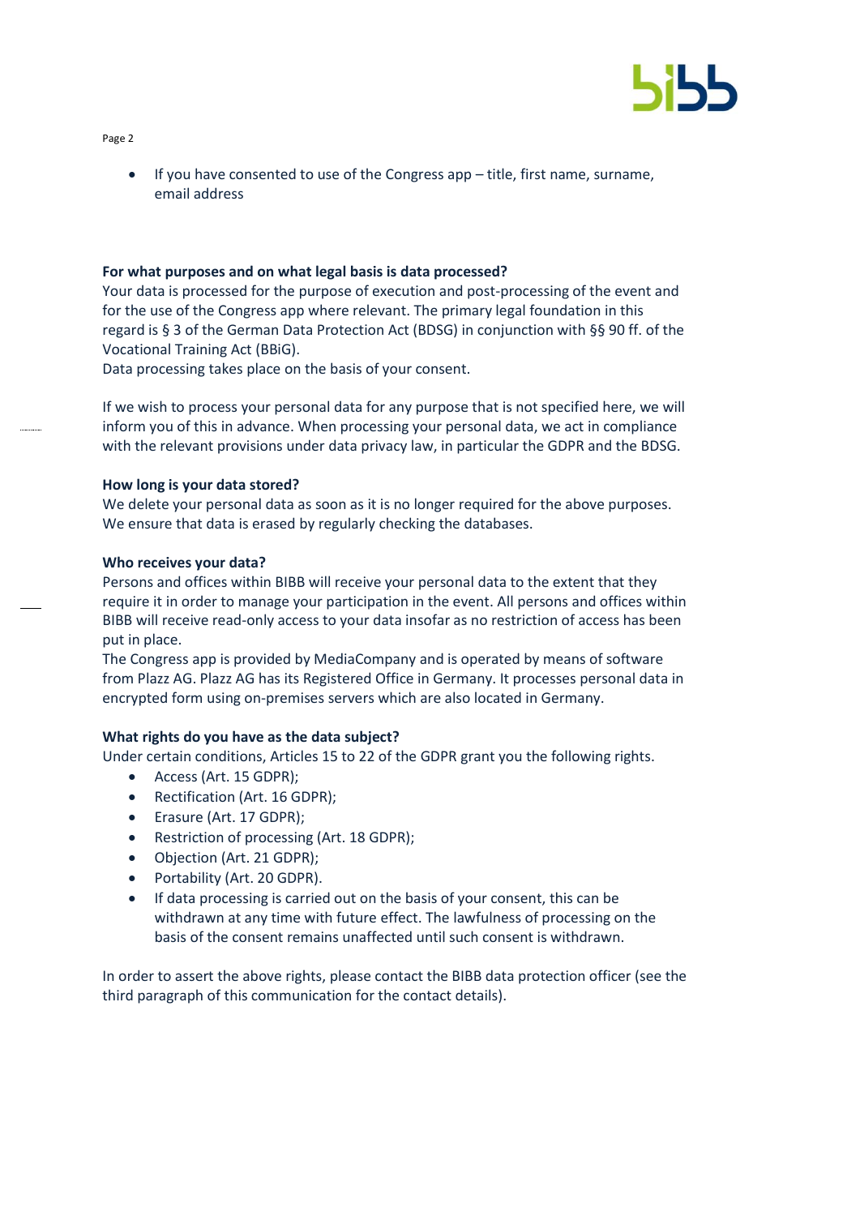- If you have consented to use of the Congress app – title, first name, surname, email address

**For what purposes and on what legal basis is data processed?**
Your data is processed for the purpose of execution and post-processing of the event and for the use of the Congress app where relevant. The primary legal foundation in this regard is § 3 of the German Data Protection Act (BDSG) in conjunction with §§ 90 ff. of the Vocational Training Act (BBiG).
Data processing takes place on the basis of your consent.

If we wish to process your personal data for any purpose that is not specified here, we will inform you of this in advance. When processing your personal data, we act in compliance with the relevant provisions under data privacy law, in particular the GDPR and the BDSG.

**How long is your data stored?**
We delete your personal data as soon as it is no longer required for the above purposes. We ensure that data is erased by regularly checking the databases.

**Who receives your data?**
Persons and offices within BIBB will receive your personal data to the extent that they require it in order to manage your participation in the event. All persons and offices within BIBB will receive read-only access to your data insofar as no restriction of access has been put in place.
The Congress app is provided by MediaCompany and is operated by means of software from Plazz AG. Plazz AG has its Registered Office in Germany. It processes personal data in encrypted form using on-premises servers which are also located in Germany.

**What rights do you have as the data subject?**
Under certain conditions, Articles 15 to 22 of the GDPR grant you the following rights.

- Access (Art. 15 GDPR);
- Rectification (Art. 16 GDPR);
- Erasure (Art. 17 GDPR);
- Restriction of processing (Art. 18 GDPR);
- Objection (Art. 21 GDPR);
- Portability (Art. 20 GDPR).
- If data processing is carried out on the basis of your consent, this can be withdrawn at any time with future effect. The lawfulness of processing on the basis of the consent remains unaffected until such consent is withdrawn.

In order to assert the above rights, please contact the BIBB data protection officer (see the third paragraph of this communication for the contact details).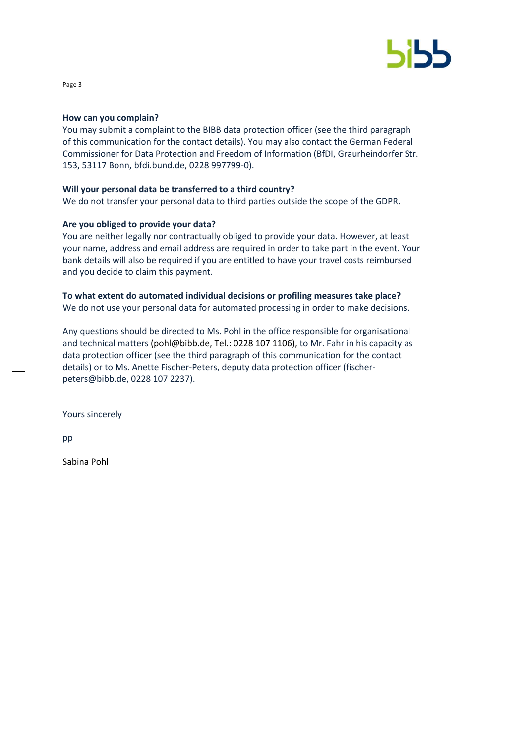**How can you complain?**
You may submit a complaint to the BIBB data protection officer (see the third paragraph of this communication for the contact details). You may also contact the German Federal Commissioner for Data Protection and Freedom of Information (BfDI, Graurheindorfer Str. 153, 53117 Bonn, bfdi.bund.de, 0228 997799-0).

**Will your personal data be transferred to a third country?**
We do not transfer your personal data to third parties outside the scope of the GDPR.

**Are you obliged to provide your data?**
You are neither legally nor contractually obliged to provide your data. However, at least your name, address and email address are required in order to take part in the event. Your bank details will also be required if you are entitled to have your travel costs reimbursed and you decide to claim this payment.

**To what extent do automated individual decisions or profiling measures take place?**
We do not use your personal data for automated processing in order to make decisions.

Any questions should be directed to Ms. Pohl in the office responsible for organisational and technical matters (pohl@bibb.de, Tel.: 0228 107 1106), to Mr. Fahr in his capacity as data protection officer (see the third paragraph of this communication for the contact details) or to Ms. Anette Fischer-Peters, deputy data protection officer (fischer-peters@bibb.de, 0228 107 2237).

Yours sincerely

pp

Sabina Pohl